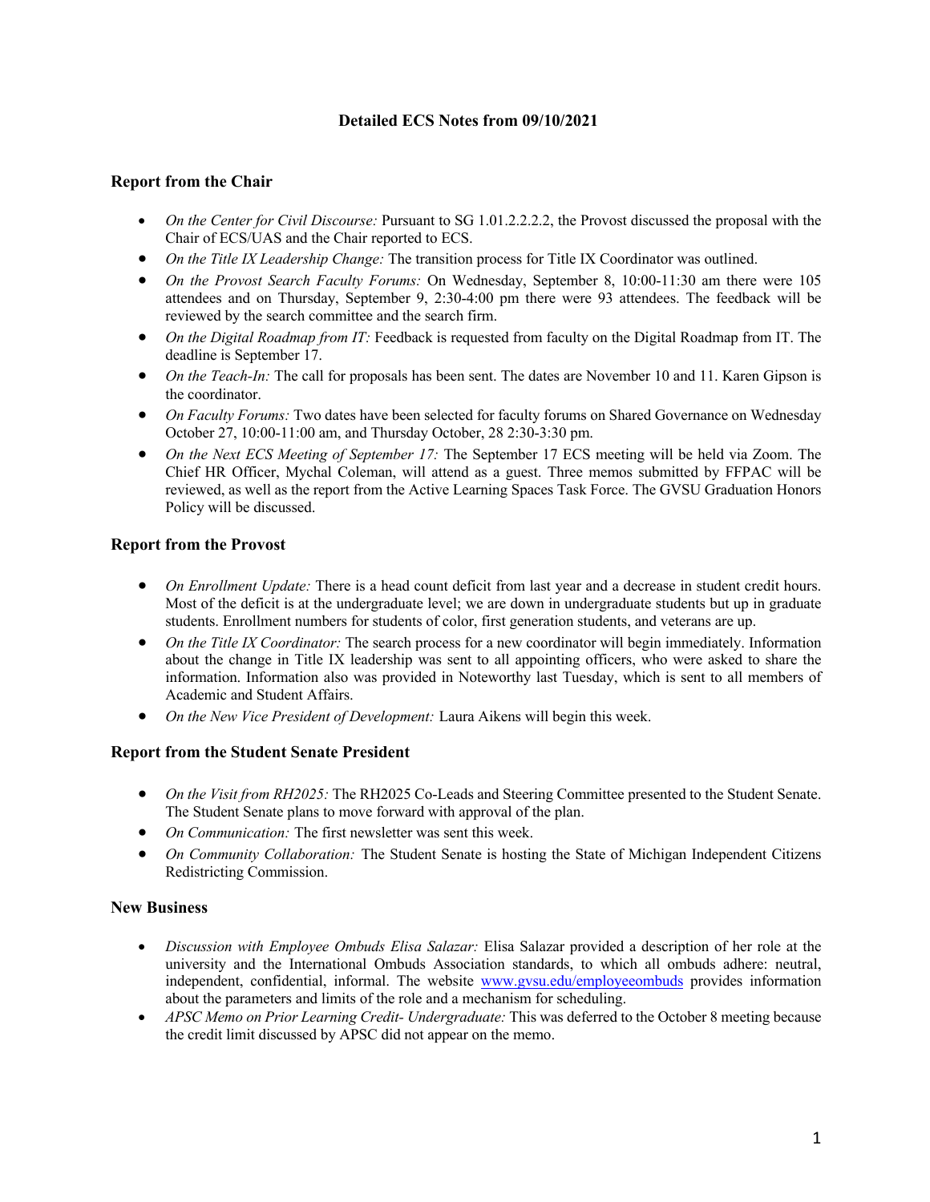# Detailed ECS Notes from 09/10/2021

## Report from the Chair

- *On the Center for Civil Discourse:* Pursuant to SG 1.01.2.2.2.2, the Provost discussed the proposal with the Chair of ECS/UAS and the Chair reported to ECS.
- *On the Title IX Leadership Change:* The transition process for Title IX Coordinator was outlined.
- *On the Provost Search Faculty Forums:* On Wednesday, September 8, 10:00-11:30 am there were 105 attendees and on Thursday, September 9, 2:30-4:00 pm there were 93 attendees. The feedback will be reviewed by the search committee and the search firm.
- *On the Digital Roadmap from IT:* Feedback is requested from faculty on the Digital Roadmap from IT. The deadline is September 17.
- *On the Teach-In:* The call for proposals has been sent. The dates are November 10 and 11. Karen Gipson is the coordinator.
- *On Faculty Forums:* Two dates have been selected for faculty forums on Shared Governance on Wednesday October 27, 10:00-11:00 am, and Thursday October, 28 2:30-3:30 pm.
- *On the Next ECS Meeting of September 17:* The September 17 ECS meeting will be held via Zoom. The Chief HR Officer, Mychal Coleman, will attend as a guest. Three memos submitted by FFPAC will be reviewed, as well as the report from the Active Learning Spaces Task Force. The GVSU Graduation Honors Policy will be discussed.

## Report from the Provost

- *On Enrollment Update:* There is a head count deficit from last year and a decrease in student credit hours. Most of the deficit is at the undergraduate level; we are down in undergraduate students but up in graduate students. Enrollment numbers for students of color, first generation students, and veterans are up.
- *On the Title IX Coordinator:* The search process for a new coordinator will begin immediately. Information about the change in Title IX leadership was sent to all appointing officers, who were asked to share the information. Information also was provided in Noteworthy last Tuesday, which is sent to all members of Academic and Student Affairs.
- *On the New Vice President of Development:* Laura Aikens will begin this week.

## Report from the Student Senate President

- *On the Visit from RH2025:* The RH2025 Co-Leads and Steering Committee presented to the Student Senate. The Student Senate plans to move forward with approval of the plan.
- *On Communication:* The first newsletter was sent this week.
- *On Community Collaboration:* The Student Senate is hosting the State of Michigan Independent Citizens Redistricting Commission.

## New Business

- *Discussion with Employee Ombuds Elisa Salazar:* Elisa Salazar provided a description of her role at the university and the International Ombuds Association standards, to which all ombuds adhere: neutral, independent, confidential, informal. The website [www.gvsu.edu/employeeombuds](http://www.gvsu.edu/employeeombuds) provides information about the parameters and limits of the role and a mechanism for scheduling.
- *APSC Memo on Prior Learning Credit- Undergraduate:* This was deferred to the October 8 meeting because the credit limit discussed by APSC did not appear on the memo.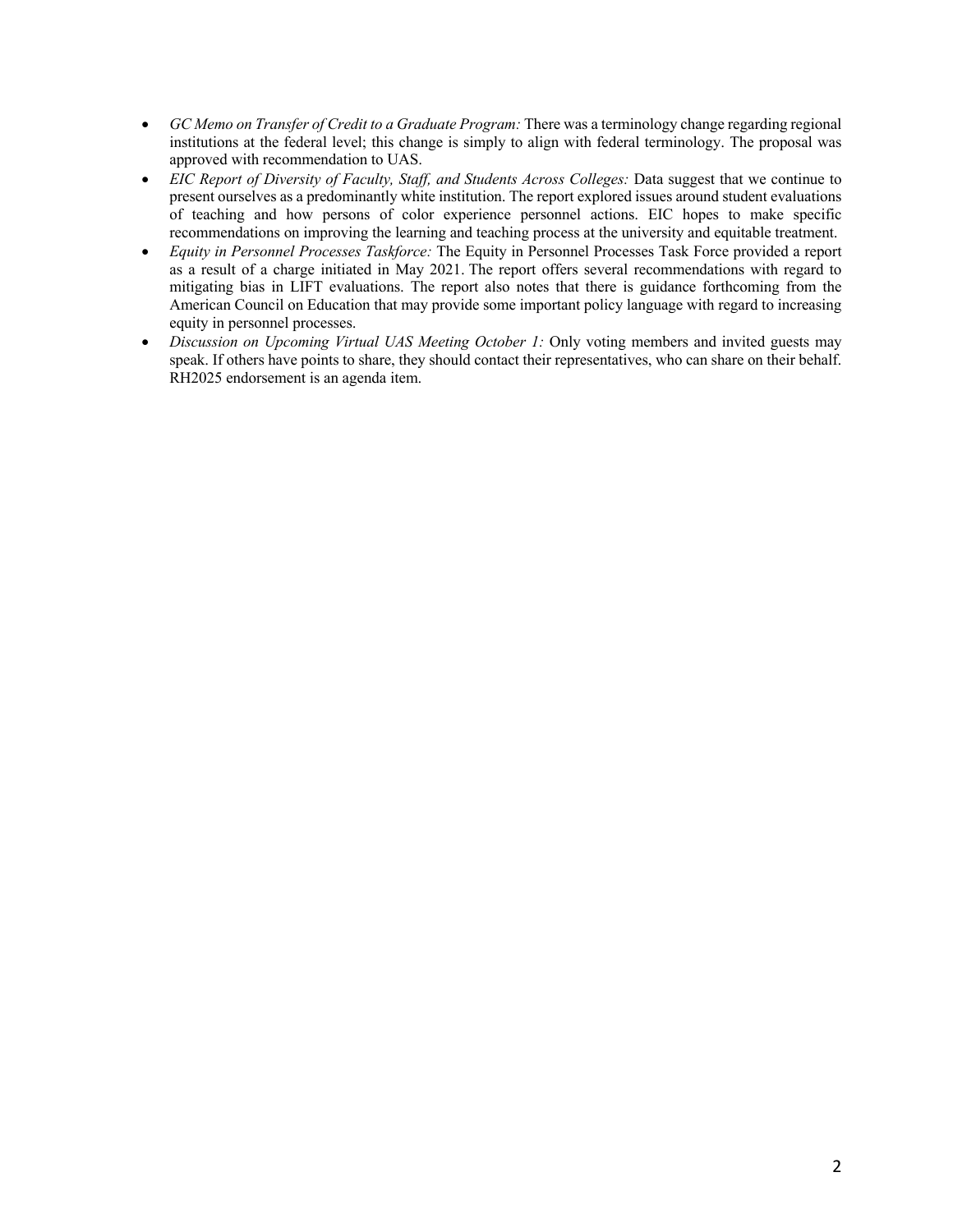- *GC Memo on Transfer of Credit to a Graduate Program:* There was a terminology change regarding regional institutions at the federal level; this change is simply to align with federal terminology. The proposal was approved with recommendation to UAS.
- *EIC Report of Diversity of Faculty, Staff, and Students Across Colleges:* Data suggest that we continue to present ourselves as a predominantly white institution. The report explored issues around student evaluations of teaching and how persons of color experience personnel actions. EIC hopes to make specific recommendations on improving the learning and teaching process at the university and equitable treatment.
- *Equity in Personnel Processes Taskforce:* The Equity in Personnel Processes Task Force provided a report as a result of a charge initiated in May 2021. The report offers several recommendations with regard to mitigating bias in LIFT evaluations. The report also notes that there is guidance forthcoming from the American Council on Education that may provide some important policy language with regard to increasing equity in personnel processes.
- *Discussion on Upcoming Virtual UAS Meeting October 1:* Only voting members and invited guests may speak. If others have points to share, they should contact their representatives, who can share on their behalf. RH2025 endorsement is an agenda item.